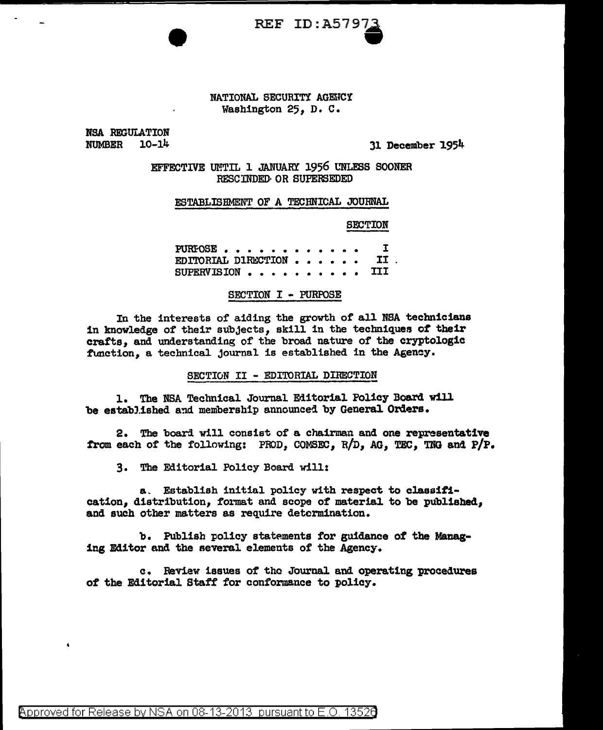NATIONAL SECURITY AGENCY
Washington 25, D. C.

NSA REGULATION
NUMBER 10-14

31 December 1954

EFFECTIVE UNTIL 1 JANUARY 1956 UNLESS SOONER RESCINDED OR SUPERSEDED

ESTABLISHMENT OF A TECHNICAL JOURNAL

| | SECTION |
|---|---|
| PURPOSE . . . . . . . . . . . . | I |
| EDITORIAL DIRECTION . . . . . . | II |
| SUPERVISION . . . . . . . . . . | III |

## SECTION I - PURPOSE

In the interests of aiding the growth of all NSA technicians in knowledge of their subjects, skill in the techniques of their crafts, and understanding of the broad nature of the cryptologic function, a technical journal is established in the Agency.

## SECTION II - EDITORIAL DIRECTION

1. The NSA Technical Journal Editorial Policy Board will be established and membership announced by General Orders.

2. The board will consist of a chairman and one representative from each of the following: PROD, COMSEC, R/D, AG, TEC, TNG and P/P.

3. The Editorial Policy Board will:

a. Establish initial policy with respect to classification, distribution, format and scope of material to be published, and such other matters as require determination.

b. Publish policy statements for guidance of the Managing Editor and the several elements of the Agency.

c. Review issues of the Journal and operating procedures of the Editorial Staff for conformance to policy.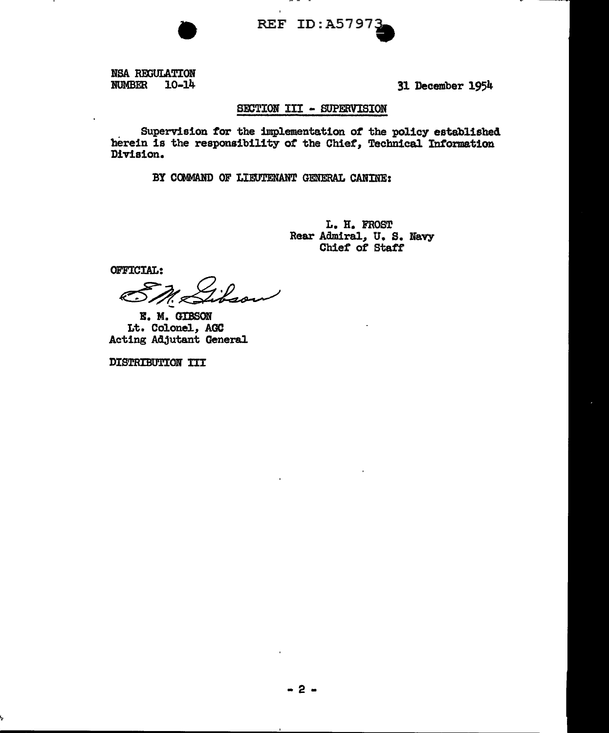REF ID:A57973

NSA REGULATION
NUMBER 10-14

31 December 1954

## SECTION III - SUPERVISION

Supervision for the implementation of the policy established herein is the responsibility of the Chief, Technical Information Division.

BY COMMAND OF LIEUTENANT GENERAL CANINE:

L. H. FROST
Rear Admiral, U. S. Navy
Chief of Staff

OFFICIAL:

E. M. Gibson

E. M. GIBSON
Lt. Colonel, AGC
Acting Adjutant General

DISTRIBUTION III